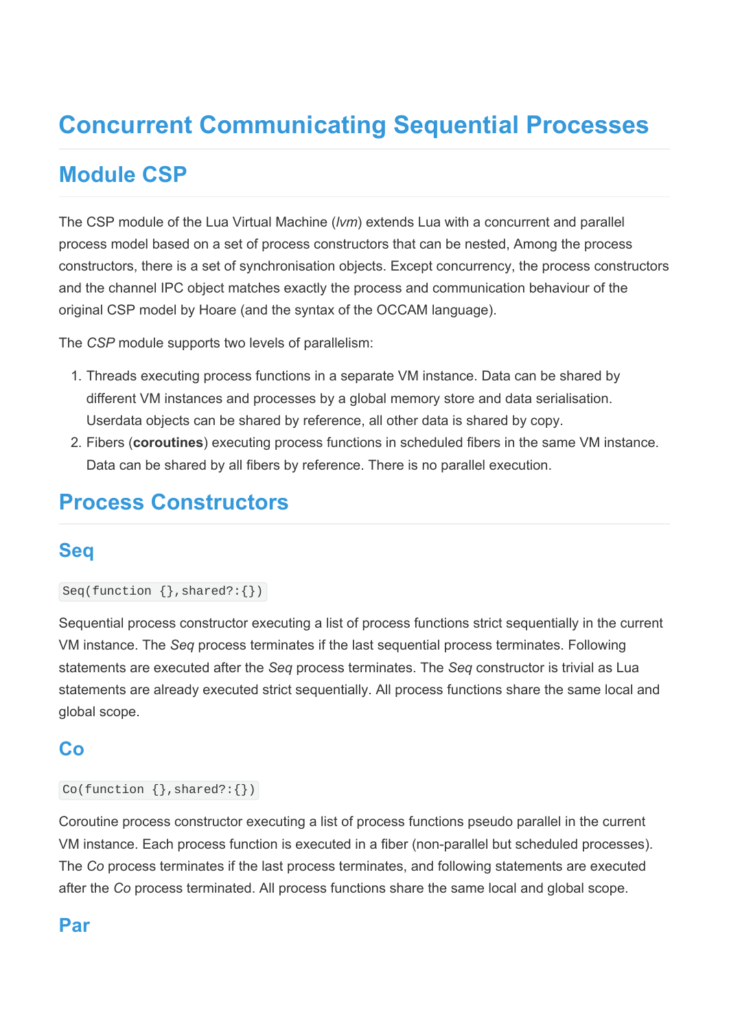# Concurrent Communicating Sequential Processes

## Module CSP

The CSP module of the Lua Virtual Machine (*lvm*) extends Lua with a concurrent and parallel process model based on a set of process constructors that can be nested, Among the process constructors, there is a set of synchronisation objects. Except concurrency, the process constructors and the channel IPC object matches exactly the process and communication behaviour of the original CSP model by Hoare (and the syntax of the OCCAM language).

The *CSP* module supports two levels of parallelism:

1. Threads executing process functions in a separate VM instance. Data can be shared by different VM instances and processes by a global memory store and data serialisation. Userdata objects can be shared by reference, all other data is shared by copy.
2. Fibers (**coroutines**) executing process functions in scheduled fibers in the same VM instance. Data can be shared by all fibers by reference. There is no parallel execution.

## Process Constructors

### Seq

```
Seq(function {},shared?:{})
```

Sequential process constructor executing a list of process functions strict sequentially in the current VM instance. The *Seq* process terminates if the last sequential process terminates. Following statements are executed after the *Seq* process terminates. The *Seq* constructor is trivial as Lua statements are already executed strict sequentially. All process functions share the same local and global scope.

### Co

```
Co(function {},shared?:{})
```

Coroutine process constructor executing a list of process functions pseudo parallel in the current VM instance. Each process function is executed in a fiber (non-parallel but scheduled processes). The *Co* process terminates if the last process terminates, and following statements are executed after the *Co* process terminated. All process functions share the same local and global scope.

### Par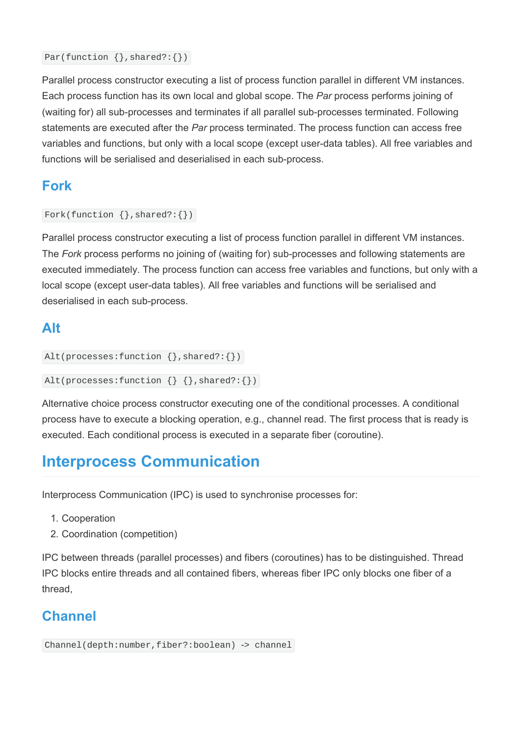```
Par(function {},shared?:{})
```

Parallel process constructor executing a list of process function parallel in different VM instances. Each process function has its own local and global scope. The *Par* process performs joining of (waiting for) all sub-processes and terminates if all parallel sub-processes terminated. Following statements are executed after the *Par* process terminated. The process function can access free variables and functions, but only with a local scope (except user-data tables). All free variables and functions will be serialised and deserialised in each sub-process.

### Fork

```
Fork(function {},shared?:{})
```

Parallel process constructor executing a list of process function parallel in different VM instances. The *Fork* process performs no joining of (waiting for) sub-processes and following statements are executed immediately. The process function can access free variables and functions, but only with a local scope (except user-data tables). All free variables and functions will be serialised and deserialised in each sub-process.

### Alt

```
Alt(processes:function {},shared?:{})
```

```
Alt(processes:function {} {},shared?:{})
```

Alternative choice process constructor executing one of the conditional processes. A conditional process have to execute a blocking operation, e.g., channel read. The first process that is ready is executed. Each conditional process is executed in a separate fiber (coroutine).

## Interprocess Communication

Interprocess Communication (IPC) is used to synchronise processes for:

1. Cooperation
2. Coordination (competition)

IPC between threads (parallel processes) and fibers (coroutines) has to be distinguished. Thread IPC blocks entire threads and all contained fibers, whereas fiber IPC only blocks one fiber of a thread,

### Channel

```
Channel(depth:number,fiber?:boolean) -> channel
```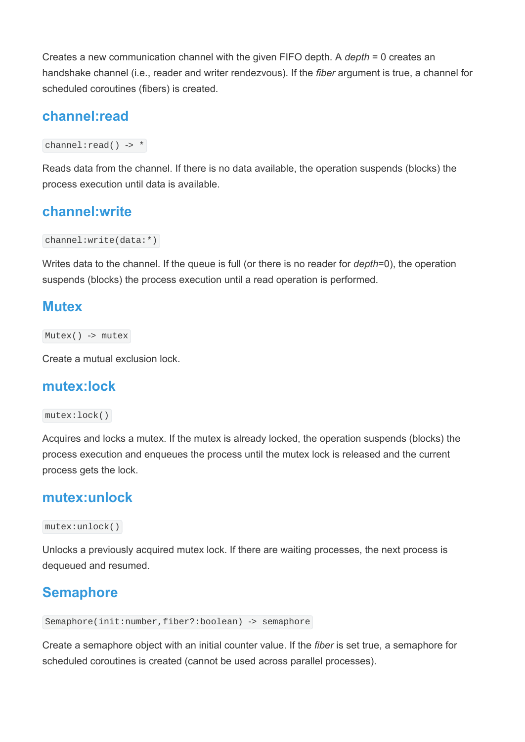Creates a new communication channel with the given FIFO depth. A *depth* = 0 creates an handshake channel (i.e., reader and writer rendezvous). If the *fiber* argument is true, a channel for scheduled coroutines (fibers) is created.

## channel:read

`channel:read() -> *`

Reads data from the channel. If there is no data available, the operation suspends (blocks) the process execution until data is available.

## channel:write

`channel:write(data:*)`

Writes data to the channel. If the queue is full (or there is no reader for *depth*=0), the operation suspends (blocks) the process execution until a read operation is performed.

## Mutex

`Mutex() -> mutex`

Create a mutual exclusion lock.

## mutex:lock

`mutex:lock()`

Acquires and locks a mutex. If the mutex is already locked, the operation suspends (blocks) the process execution and enqueues the process until the mutex lock is released and the current process gets the lock.

## mutex:unlock

`mutex:unlock()`

Unlocks a previously acquired mutex lock. If there are waiting processes, the next process is dequeued and resumed.

## Semaphore

`Semaphore(init:number,fiber?:boolean) -> semaphore`

Create a semaphore object with an initial counter value. If the *fiber* is set true, a semaphore for scheduled coroutines is created (cannot be used across parallel processes).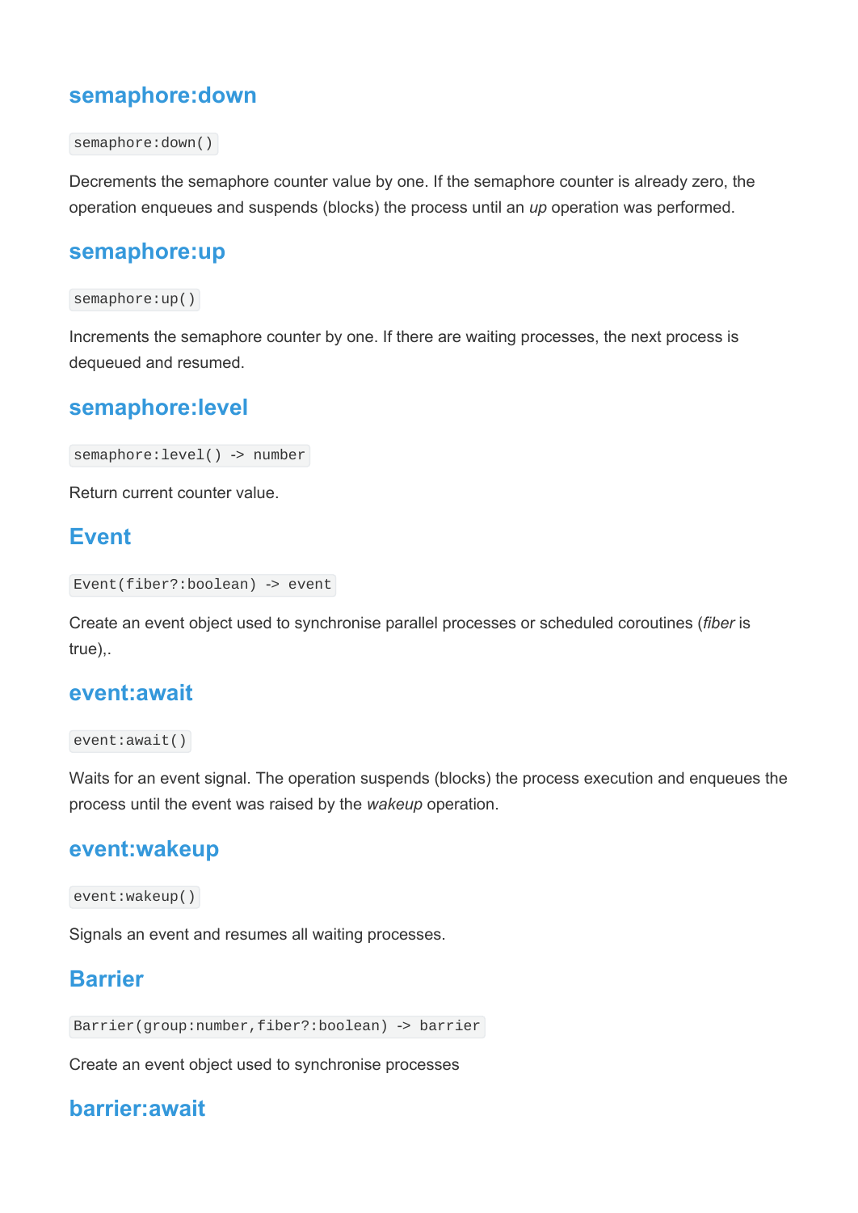### semaphore:down

`semaphore:down()`

Decrements the semaphore counter value by one. If the semaphore counter is already zero, the operation enqueues and suspends (blocks) the process until an *up* operation was performed.

### semaphore:up

`semaphore:up()`

Increments the semaphore counter by one. If there are waiting processes, the next process is dequeued and resumed.

### semaphore:level

`semaphore:level() -> number`

Return current counter value.

### Event

`Event(fiber?:boolean) -> event`

Create an event object used to synchronise parallel processes or scheduled coroutines (*fiber* is true),.

### event:await

`event:await()`

Waits for an event signal. The operation suspends (blocks) the process execution and enqueues the process until the event was raised by the *wakeup* operation.

### event:wakeup

`event:wakeup()`

Signals an event and resumes all waiting processes.

### Barrier

`Barrier(group:number,fiber?:boolean) -> barrier`

Create an event object used to synchronise processes

### barrier:await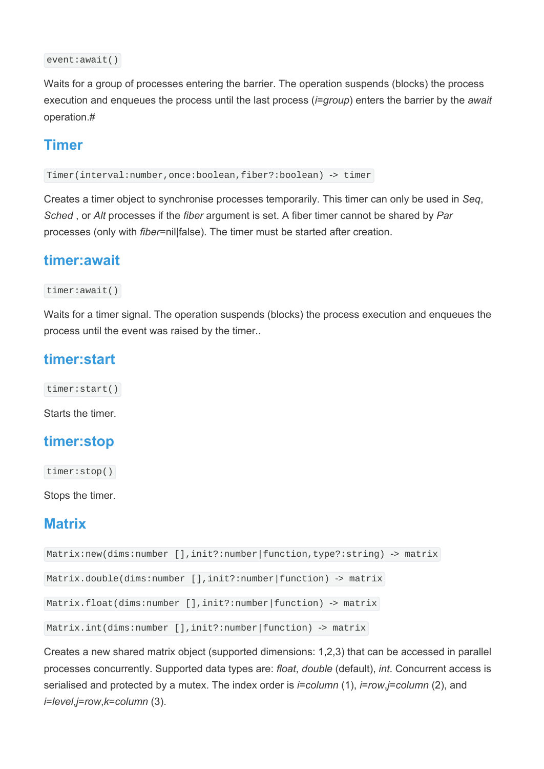```
event:await()
```

Waits for a group of processes entering the barrier. The operation suspends (blocks) the process execution and enqueues the process until the last process (*i=group*) enters the barrier by the *await* operation.#

## Timer

```
Timer(interval:number,once:boolean,fiber?:boolean) -> timer
```

Creates a timer object to synchronise processes temporarily. This timer can only be used in *Seq*, *Sched* , or *Alt* processes if the *fiber* argument is set. A fiber timer cannot be shared by *Par* processes (only with *fiber*=nil|false). The timer must be started after creation.

## timer:await

```
timer:await()
```

Waits for a timer signal. The operation suspends (blocks) the process execution and enqueues the process until the event was raised by the timer..

## timer:start

```
timer:start()
```

Starts the timer.

## timer:stop

```
timer:stop()
```

Stops the timer.

## Matrix

```
Matrix:new(dims:number [],init?:number|function,type?:string) -> matrix
```

```
Matrix.double(dims:number [],init?:number|function) -> matrix
```

```
Matrix.float(dims:number [],init?:number|function) -> matrix
```

```
Matrix.int(dims:number [],init?:number|function) -> matrix
```

Creates a new shared matrix object (supported dimensions: 1,2,3) that can be accessed in parallel processes concurrently. Supported data types are: *float*, *double* (default), *int*. Concurrent access is serialised and protected by a mutex. The index order is *i=column* (1), *i=row*,*j=column* (2), and *i=level*,*j=row*,*k=column* (3).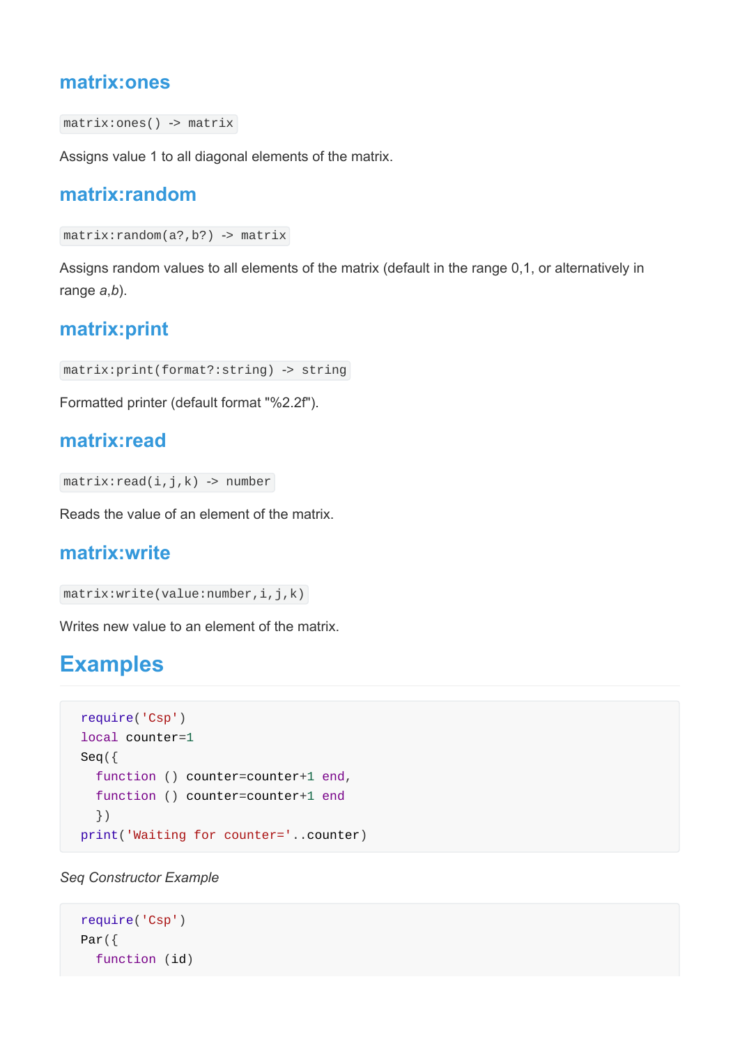### matrix:ones

`matrix:ones() -> matrix`

Assigns value 1 to all diagonal elements of the matrix.

### matrix:random

`matrix:random(a?,b?) -> matrix`

Assigns random values to all elements of the matrix (default in the range 0,1, or alternatively in range *a*,*b*).

### matrix:print

`matrix:print(format?:string) -> string`

Formatted printer (default format "%2.2f").

### matrix:read

`matrix:read(i,j,k) -> number`

Reads the value of an element of the matrix.

### matrix:write

`matrix:write(value:number,i,j,k)`

Writes new value to an element of the matrix.

## Examples

```
require('Csp')
local counter=1
Seq({
  function () counter=counter+1 end,
  function () counter=counter+1 end
  })
print('Waiting for counter='..counter)
```

*Seq Constructor Example*

```
require('Csp')
Par({
  function (id)
```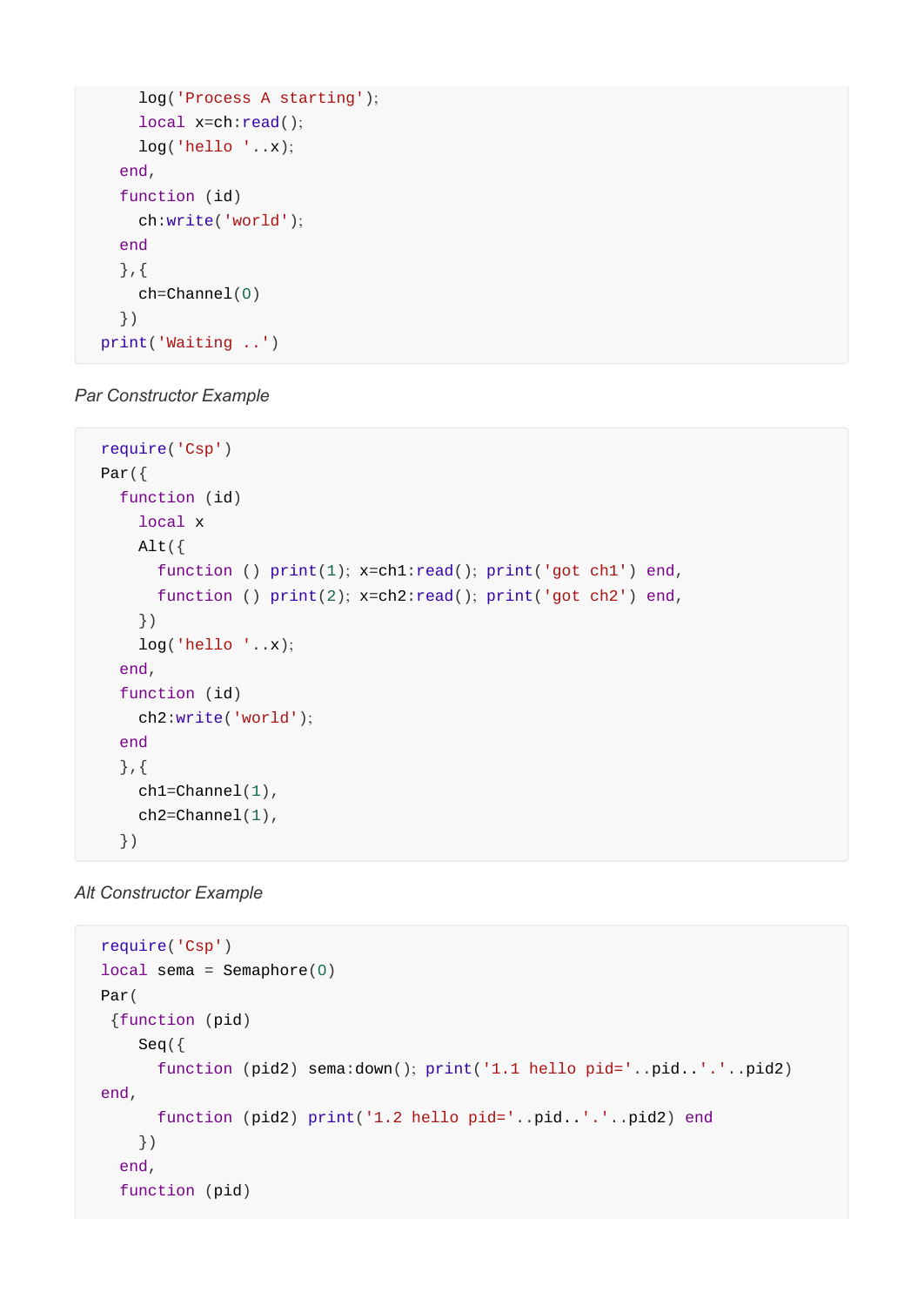```
    log('Process A starting');
    local x=ch:read();
    log('hello '..x);
  end,
  function (id)
    ch:write('world');
  end
  },{
    ch=Channel(0)
  })
print('Waiting ..')
```

*Par Constructor Example*

```
require('Csp')
Par({
  function (id)
    local x
    Alt({
      function () print(1); x=ch1:read(); print('got ch1') end,
      function () print(2); x=ch2:read(); print('got ch2') end,
    })
    log('hello '..x);
  end,
  function (id)
    ch2:write('world');
  end
  },{
    ch1=Channel(1),
    ch2=Channel(1),
  })
```

*Alt Constructor Example*

```
require('Csp')
local sema = Semaphore(0)
Par(
 {function (pid)
    Seq({
      function (pid2) sema:down(); print('1.1 hello pid='..pid..'.'..pid2)
end,
      function (pid2) print('1.2 hello pid='..pid..'.'..pid2) end
    })
  end,
  function (pid)
```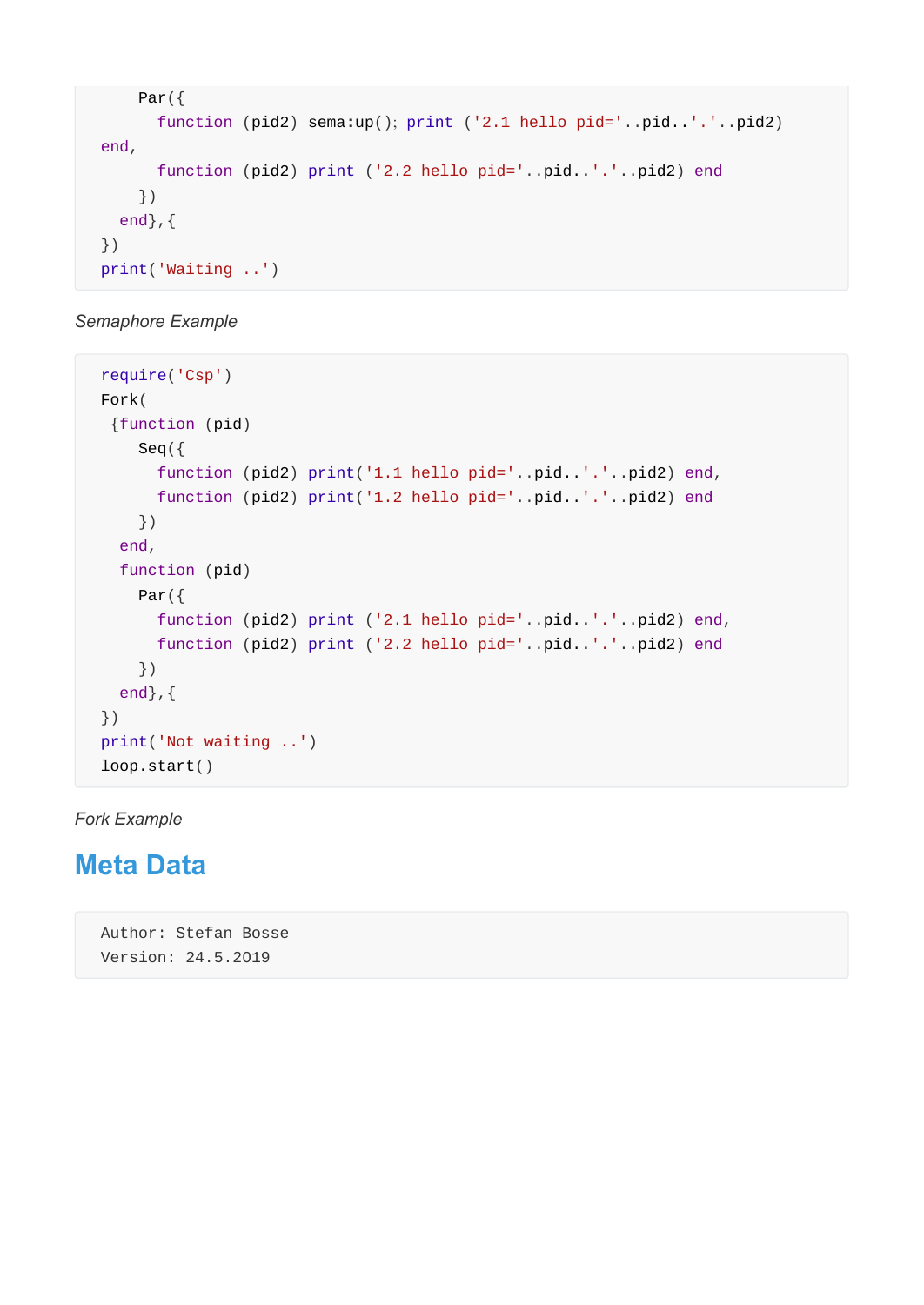```
    Par({
      function (pid2) sema:up(); print ('2.1 hello pid='..pid..'.'..pid2)
end,
      function (pid2) print ('2.2 hello pid='..pid..'.'..pid2) end
    })
  end},{
})
print('Waiting ..')
```

*Semaphore Example*

```
require('Csp')
Fork(
 {function (pid)
    Seq({
      function (pid2) print('1.1 hello pid='..pid..'.'..pid2) end,
      function (pid2) print('1.2 hello pid='..pid..'.'..pid2) end
    })
  end,
  function (pid)
    Par({
      function (pid2) print ('2.1 hello pid='..pid..'.'..pid2) end,
      function (pid2) print ('2.2 hello pid='..pid..'.'..pid2) end
    })
  end},{
})
print('Not waiting ..')
loop.start()
```

*Fork Example*

## Meta Data

```
Author: Stefan Bosse
Version: 24.5.2019
```